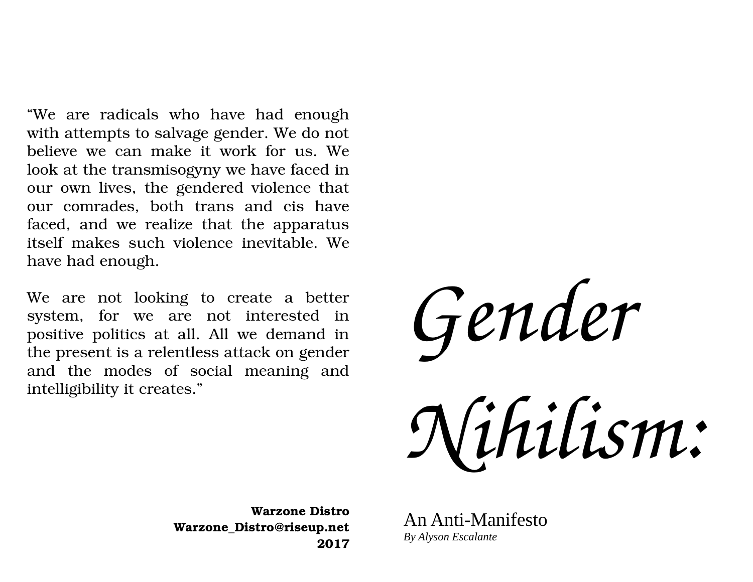# Gender Nihilism:

## An Anti-Manifesto

*By Alyson Escalante*

"We are radicals who have had enough with attempts to salvage gender. We do not believe we can make it work for us. We look at the transmisogyny we have faced in our own lives, the gendered violence that our comrades, both trans and cis have faced, and we realize that the apparatus itself makes such violence inevitable. We have had enough.

We are not looking to create a better system, for we are not interested in positive politics at all. All we demand in the present is a relentless attack on gender and the modes of social meaning and intelligibility it creates."

**Warzone Distro**
**Warzone_Distro@riseup.net**
**2017**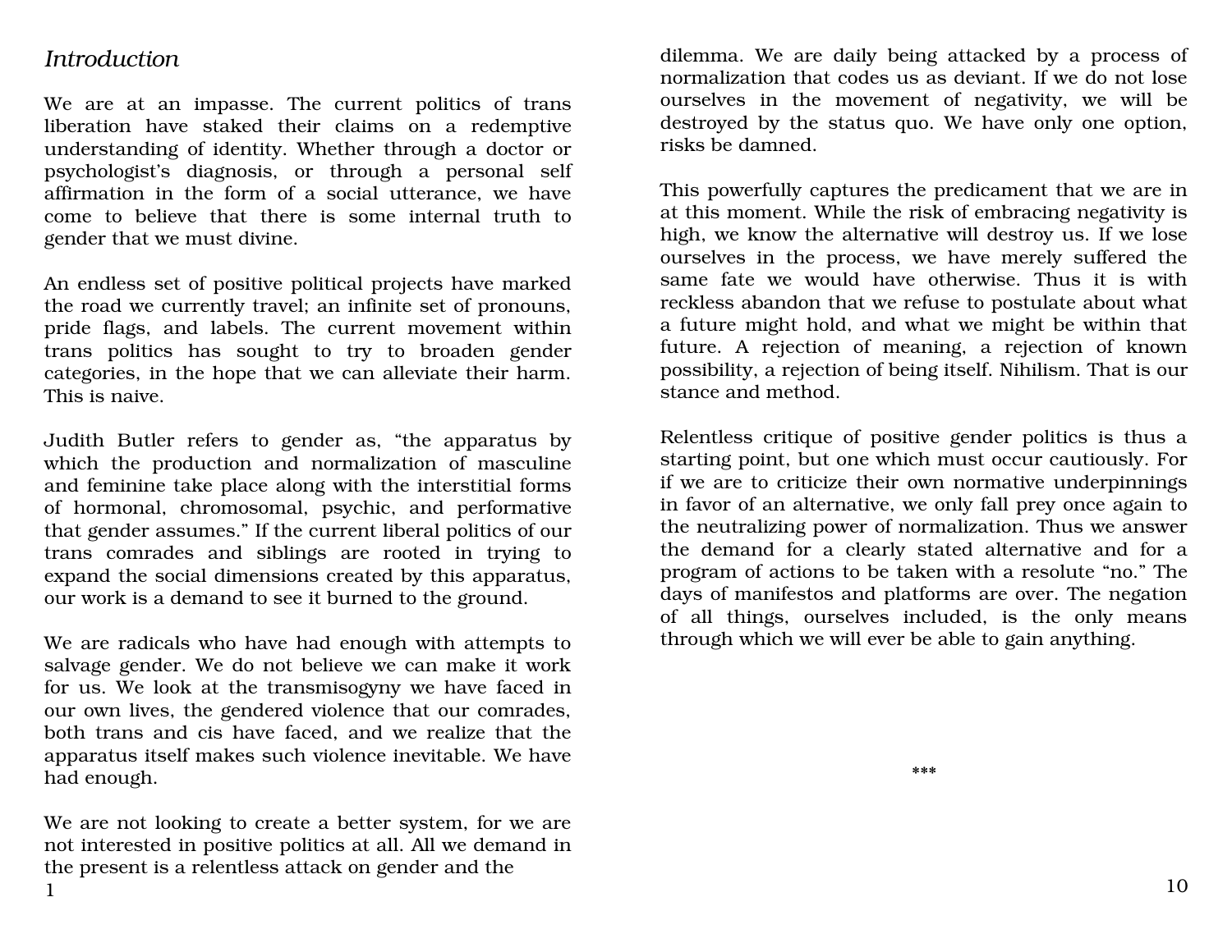*Introduction*

We are at an impasse. The current politics of trans liberation have staked their claims on a redemptive understanding of identity. Whether through a doctor or psychologist's diagnosis, or through a personal self affirmation in the form of a social utterance, we have come to believe that there is some internal truth to gender that we must divine.

An endless set of positive political projects have marked the road we currently travel; an infinite set of pronouns, pride flags, and labels. The current movement within trans politics has sought to try to broaden gender categories, in the hope that we can alleviate their harm. This is naive.

Judith Butler refers to gender as, "the apparatus by which the production and normalization of masculine and feminine take place along with the interstitial forms of hormonal, chromosomal, psychic, and performative that gender assumes." If the current liberal politics of our trans comrades and siblings are rooted in trying to expand the social dimensions created by this apparatus, our work is a demand to see it burned to the ground.

We are radicals who have had enough with attempts to salvage gender. We do not believe we can make it work for us. We look at the transmisogyny we have faced in our own lives, the gendered violence that our comrades, both trans and cis have faced, and we realize that the apparatus itself makes such violence inevitable. We have had enough.

We are not looking to create a better system, for we are not interested in positive politics at all. All we demand in the present is a relentless attack on gender and the

dilemma. We are daily being attacked by a process of normalization that codes us as deviant. If we do not lose ourselves in the movement of negativity, we will be destroyed by the status quo. We have only one option, risks be damned.

This powerfully captures the predicament that we are in at this moment. While the risk of embracing negativity is high, we know the alternative will destroy us. If we lose ourselves in the process, we have merely suffered the same fate we would have otherwise. Thus it is with reckless abandon that we refuse to postulate about what a future might hold, and what we might be within that future. A rejection of meaning, a rejection of known possibility, a rejection of being itself. Nihilism. That is our stance and method.

Relentless critique of positive gender politics is thus a starting point, but one which must occur cautiously. For if we are to criticize their own normative underpinnings in favor of an alternative, we only fall prey once again to the neutralizing power of normalization. Thus we answer the demand for a clearly stated alternative and for a program of actions to be taken with a resolute "no." The days of manifestos and platforms are over. The negation of all things, ourselves included, is the only means through which we will ever be able to gain anything.

***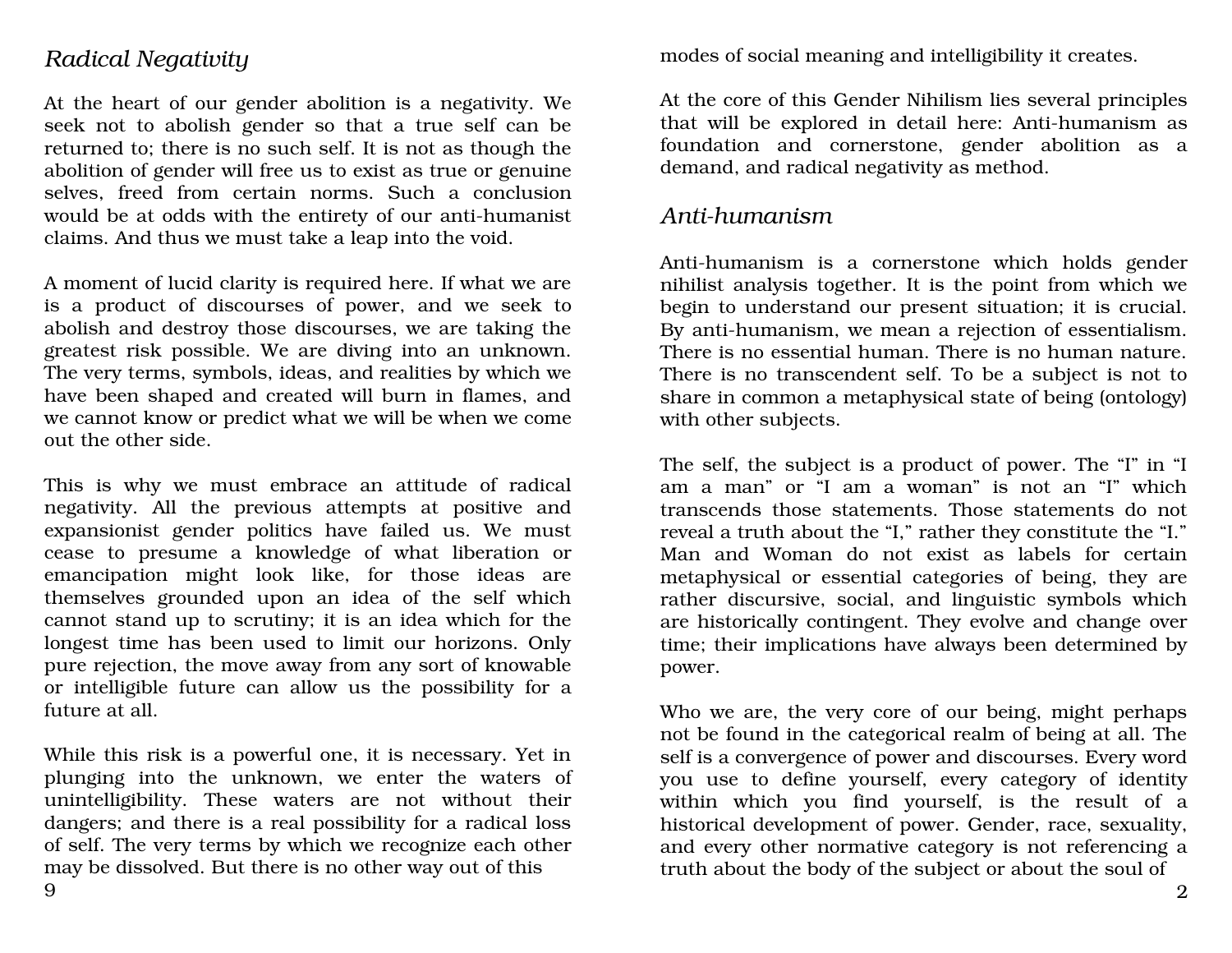## Radical Negativity

At the heart of our gender abolition is a negativity. We seek not to abolish gender so that a true self can be returned to; there is no such self. It is not as though the abolition of gender will free us to exist as true or genuine selves, freed from certain norms. Such a conclusion would be at odds with the entirety of our anti-humanist claims. And thus we must take a leap into the void.

A moment of lucid clarity is required here. If what we are is a product of discourses of power, and we seek to abolish and destroy those discourses, we are taking the greatest risk possible. We are diving into an unknown. The very terms, symbols, ideas, and realities by which we have been shaped and created will burn in flames, and we cannot know or predict what we will be when we come out the other side.

This is why we must embrace an attitude of radical negativity. All the previous attempts at positive and expansionist gender politics have failed us. We must cease to presume a knowledge of what liberation or emancipation might look like, for those ideas are themselves grounded upon an idea of the self which cannot stand up to scrutiny; it is an idea which for the longest time has been used to limit our horizons. Only pure rejection, the move away from any sort of knowable or intelligible future can allow us the possibility for a future at all.

While this risk is a powerful one, it is necessary. Yet in plunging into the unknown, we enter the waters of unintelligibility. These waters are not without their dangers; and there is a real possibility for a radical loss of self. The very terms by which we recognize each other may be dissolved. But there is no other way out of this

modes of social meaning and intelligibility it creates.

At the core of this Gender Nihilism lies several principles that will be explored in detail here: Anti-humanism as foundation and cornerstone, gender abolition as a demand, and radical negativity as method.

## Anti-humanism

Anti-humanism is a cornerstone which holds gender nihilist analysis together. It is the point from which we begin to understand our present situation; it is crucial. By anti-humanism, we mean a rejection of essentialism. There is no essential human. There is no human nature. There is no transcendent self. To be a subject is not to share in common a metaphysical state of being (ontology) with other subjects.

The self, the subject is a product of power. The "I" in "I am a man" or "I am a woman" is not an "I" which transcends those statements. Those statements do not reveal a truth about the "I," rather they constitute the "I." Man and Woman do not exist as labels for certain metaphysical or essential categories of being, they are rather discursive, social, and linguistic symbols which are historically contingent. They evolve and change over time; their implications have always been determined by power.

Who we are, the very core of our being, might perhaps not be found in the categorical realm of being at all. The self is a convergence of power and discourses. Every word you use to define yourself, every category of identity within which you find yourself, is the result of a historical development of power. Gender, race, sexuality, and every other normative category is not referencing a truth about the body of the subject or about the soul of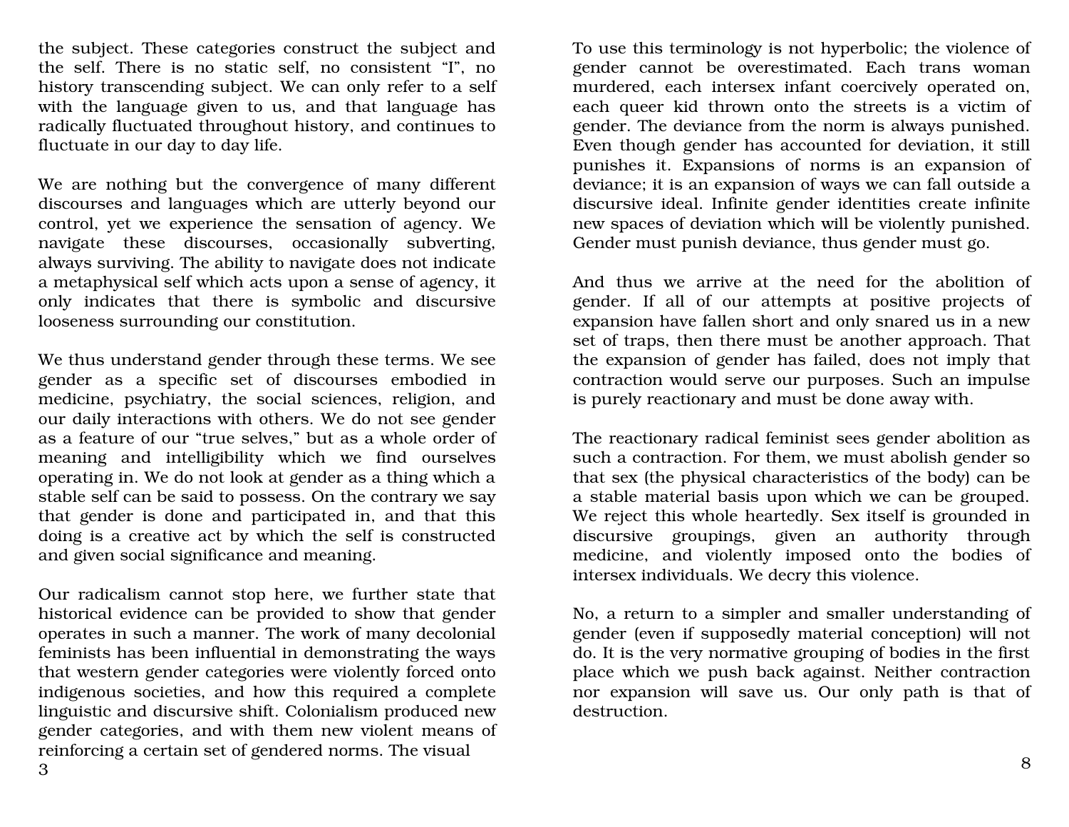the subject. These categories construct the subject and the self. There is no static self, no consistent "I", no history transcending subject. We can only refer to a self with the language given to us, and that language has radically fluctuated throughout history, and continues to fluctuate in our day to day life.

We are nothing but the convergence of many different discourses and languages which are utterly beyond our control, yet we experience the sensation of agency. We navigate these discourses, occasionally subverting, always surviving. The ability to navigate does not indicate a metaphysical self which acts upon a sense of agency, it only indicates that there is symbolic and discursive looseness surrounding our constitution.

We thus understand gender through these terms. We see gender as a specific set of discourses embodied in medicine, psychiatry, the social sciences, religion, and our daily interactions with others. We do not see gender as a feature of our "true selves," but as a whole order of meaning and intelligibility which we find ourselves operating in. We do not look at gender as a thing which a stable self can be said to possess. On the contrary we say that gender is done and participated in, and that this doing is a creative act by which the self is constructed and given social significance and meaning.

Our radicalism cannot stop here, we further state that historical evidence can be provided to show that gender operates in such a manner. The work of many decolonial feminists has been influential in demonstrating the ways that western gender categories were violently forced onto indigenous societies, and how this required a complete linguistic and discursive shift. Colonialism produced new gender categories, and with them new violent means of reinforcing a certain set of gendered norms. The visual

To use this terminology is not hyperbolic; the violence of gender cannot be overestimated. Each trans woman murdered, each intersex infant coercively operated on, each queer kid thrown onto the streets is a victim of gender. The deviance from the norm is always punished. Even though gender has accounted for deviation, it still punishes it. Expansions of norms is an expansion of deviance; it is an expansion of ways we can fall outside a discursive ideal. Infinite gender identities create infinite new spaces of deviation which will be violently punished. Gender must punish deviance, thus gender must go.

And thus we arrive at the need for the abolition of gender. If all of our attempts at positive projects of expansion have fallen short and only snared us in a new set of traps, then there must be another approach. That the expansion of gender has failed, does not imply that contraction would serve our purposes. Such an impulse is purely reactionary and must be done away with.

The reactionary radical feminist sees gender abolition as such a contraction. For them, we must abolish gender so that sex (the physical characteristics of the body) can be a stable material basis upon which we can be grouped. We reject this whole heartedly. Sex itself is grounded in discursive groupings, given an authority through medicine, and violently imposed onto the bodies of intersex individuals. We decry this violence.

No, a return to a simpler and smaller understanding of gender (even if supposedly material conception) will not do. It is the very normative grouping of bodies in the first place which we push back against. Neither contraction nor expansion will save us. Our only path is that of destruction.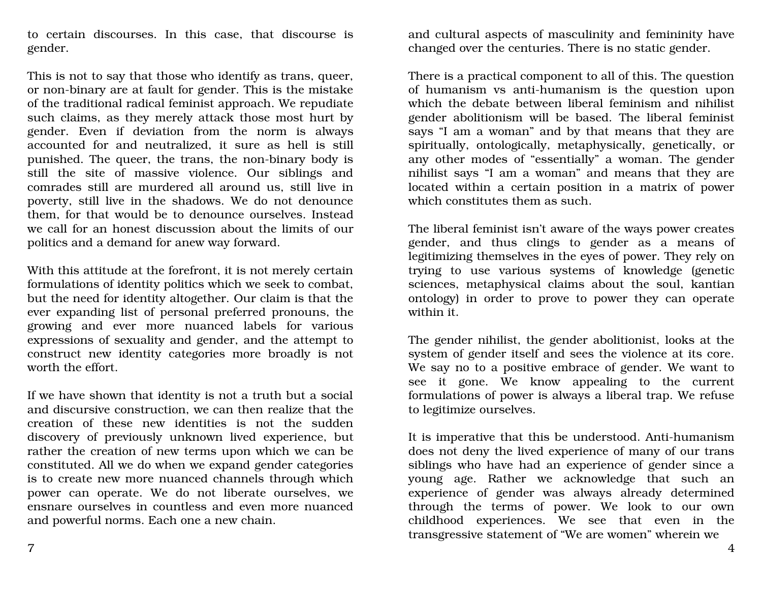to certain discourses. In this case, that discourse is gender.

This is not to say that those who identify as trans, queer, or non-binary are at fault for gender. This is the mistake of the traditional radical feminist approach. We repudiate such claims, as they merely attack those most hurt by gender. Even if deviation from the norm is always accounted for and neutralized, it sure as hell is still punished. The queer, the trans, the non-binary body is still the site of massive violence. Our siblings and comrades still are murdered all around us, still live in poverty, still live in the shadows. We do not denounce them, for that would be to denounce ourselves. Instead we call for an honest discussion about the limits of our politics and a demand for anew way forward.

With this attitude at the forefront, it is not merely certain formulations of identity politics which we seek to combat, but the need for identity altogether. Our claim is that the ever expanding list of personal preferred pronouns, the growing and ever more nuanced labels for various expressions of sexuality and gender, and the attempt to construct new identity categories more broadly is not worth the effort.

If we have shown that identity is not a truth but a social and discursive construction, we can then realize that the creation of these new identities is not the sudden discovery of previously unknown lived experience, but rather the creation of new terms upon which we can be constituted. All we do when we expand gender categories is to create new more nuanced channels through which power can operate. We do not liberate ourselves, we ensnare ourselves in countless and even more nuanced and powerful norms. Each one a new chain.

and cultural aspects of masculinity and femininity have changed over the centuries. There is no static gender.

There is a practical component to all of this. The question of humanism vs anti-humanism is the question upon which the debate between liberal feminism and nihilist gender abolitionism will be based. The liberal feminist says "I am a woman" and by that means that they are spiritually, ontologically, metaphysically, genetically, or any other modes of "essentially" a woman. The gender nihilist says "I am a woman" and means that they are located within a certain position in a matrix of power which constitutes them as such.

The liberal feminist isn't aware of the ways power creates gender, and thus clings to gender as a means of legitimizing themselves in the eyes of power. They rely on trying to use various systems of knowledge (genetic sciences, metaphysical claims about the soul, kantian ontology) in order to prove to power they can operate within it.

The gender nihilist, the gender abolitionist, looks at the system of gender itself and sees the violence at its core. We say no to a positive embrace of gender. We want to see it gone. We know appealing to the current formulations of power is always a liberal trap. We refuse to legitimize ourselves.

It is imperative that this be understood. Anti-humanism does not deny the lived experience of many of our trans siblings who have had an experience of gender since a young age. Rather we acknowledge that such an experience of gender was always already determined through the terms of power. We look to our own childhood experiences. We see that even in the transgressive statement of "We are women" wherein we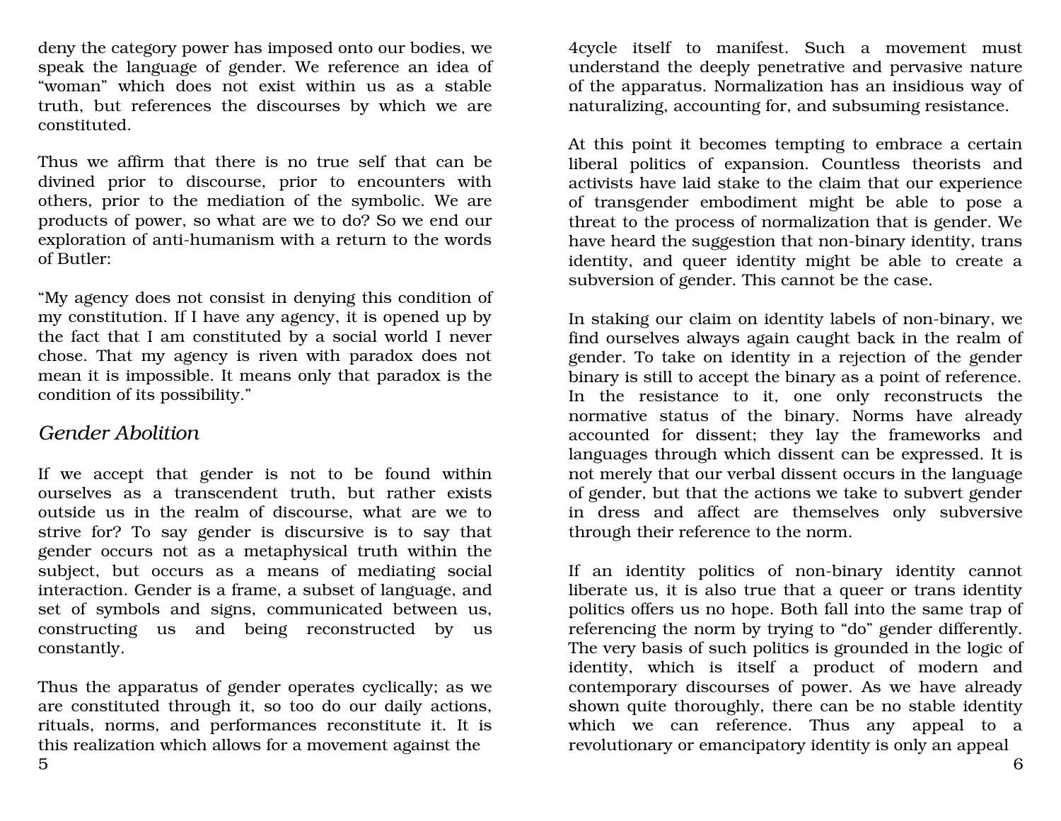deny the category power has imposed onto our bodies, we speak the language of gender. We reference an idea of "woman" which does not exist within us as a stable truth, but references the discourses by which we are constituted.

Thus we affirm that there is no true self that can be divined prior to discourse, prior to encounters with others, prior to the mediation of the symbolic. We are products of power, so what are we to do? So we end our exploration of anti-humanism with a return to the words of Butler:

"My agency does not consist in denying this condition of my constitution. If I have any agency, it is opened up by the fact that I am constituted by a social world I never chose. That my agency is riven with paradox does not mean it is impossible. It means only that paradox is the condition of its possibility."

## *Gender Abolition*

If we accept that gender is not to be found within ourselves as a transcendent truth, but rather exists outside us in the realm of discourse, what are we to strive for? To say gender is discursive is to say that gender occurs not as a metaphysical truth within the subject, but occurs as a means of mediating social interaction. Gender is a frame, a subset of language, and set of symbols and signs, communicated between us, constructing us and being reconstructed by us constantly.

Thus the apparatus of gender operates cyclically; as we are constituted through it, so too do our daily actions, rituals, norms, and performances reconstitute it. It is this realization which allows for a movement against the 4cycle itself to manifest. Such a movement must understand the deeply penetrative and pervasive nature of the apparatus. Normalization has an insidious way of naturalizing, accounting for, and subsuming resistance.

At this point it becomes tempting to embrace a certain liberal politics of expansion. Countless theorists and activists have laid stake to the claim that our experience of transgender embodiment might be able to pose a threat to the process of normalization that is gender. We have heard the suggestion that non-binary identity, trans identity, and queer identity might be able to create a subversion of gender. This cannot be the case.

In staking our claim on identity labels of non-binary, we find ourselves always again caught back in the realm of gender. To take on identity in a rejection of the gender binary is still to accept the binary as a point of reference. In the resistance to it, one only reconstructs the normative status of the binary. Norms have already accounted for dissent; they lay the frameworks and languages through which dissent can be expressed. It is not merely that our verbal dissent occurs in the language of gender, but that the actions we take to subvert gender in dress and affect are themselves only subversive through their reference to the norm.

If an identity politics of non-binary identity cannot liberate us, it is also true that a queer or trans identity politics offers us no hope. Both fall into the same trap of referencing the norm by trying to "do" gender differently. The very basis of such politics is grounded in the logic of identity, which is itself a product of modern and contemporary discourses of power. As we have already shown quite thoroughly, there can be no stable identity which we can reference. Thus any appeal to a revolutionary or emancipatory identity is only an appeal